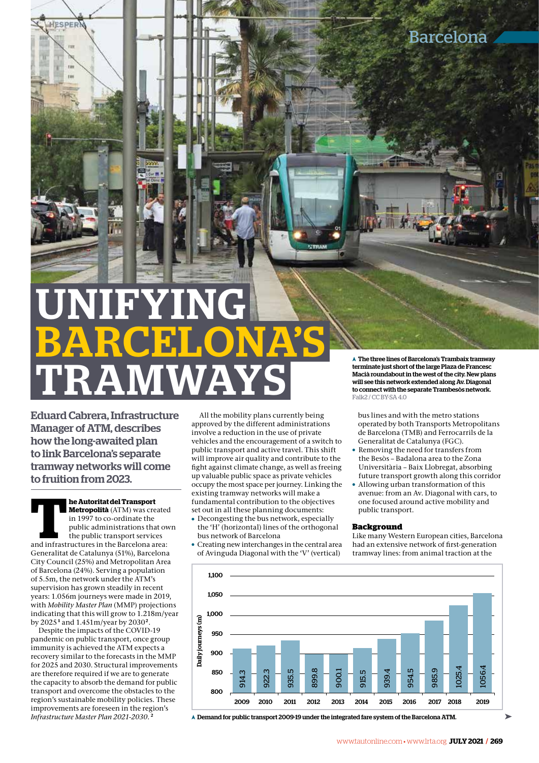# UNIFYING BARCELONA'S TRAMWAYS

▲ **The three lines of Barcelona's Trambaix tramway terminate just short of the large Plaza de Francesc Macià roundabout in the west of the city. New plans will see this network extended along Av. Diagonal to connect with the separate Trambesòs network.** Falk2 / CC BY-SA 4.0

**Eduard Cabrera, Infrastructure Manager of ATM, describes how the long-awaited plan to link Barcelona's separate tramway networks will come to fruition from 2023.**

**The Autoritat del Transport Metropolità** (ATM) was created in 1997 to co-ordinate the public administrations that own the public transport services and infrastructures in the Barcelona area: Generalitat de Catalunya (51%), Barcelona City Council (25%) and Metropolitan Area of Barcelona (24%). Serving a population of 5.5m, the network under the ATM's supervision has grown steadily in recent years: 1.056m journeys were made in 2019, with *Mobility Master Plan* (MMP) projections indicating that this will grow to 1.218m/year by 2025[1] and 1.451m/year by 2030[2].

Despite the impacts of the COVID-19 pandemic on public transport, once group immunity is achieved the ATM expects a recovery similar to the forecasts in the MMP for 2025 and 2030. Structural improvements are therefore required if we are to generate the capacity to absorb the demand for public transport and overcome the obstacles to the region's sustainable mobility policies. These improvements are foreseen in the region's *Infrastructure Master Plan 2021-2030*.[2]

All the mobility plans currently being approved by the different administrations involve a reduction in the use of private vehicles and the encouragement of a switch to public transport and active travel. This shift will improve air quality and contribute to the fight against climate change, as well as freeing up valuable public space as private vehicles occupy the most space per journey. Linking the existing tramway networks will make a fundamental contribution to the objectives set out in all these planning documents:

- Decongesting the bus network, especially the 'H' (horizontal) lines of the orthogonal bus network of Barcelona
- Creating new interchanges in the central area of Avinguda Diagonal with the 'V' (vertical) bus lines and with the metro stations operated by both Transports Metropolitans de Barcelona (TMB) and Ferrocarrils de la Generalitat de Catalunya (FGC).
- Removing the need for transfers from the Besòs – Badalona area to the Zona Universitària – Baix Llobregat, absorbing future transport growth along this corridor
- Allowing urban transformation of this avenue: from an Av. Diagonal with cars, to one focused around active mobility and public transport.

## Background

Like many Western European cities, Barcelona had an extensive network of first-generation tramway lines: from animal traction at the

| Year | Daily journeys (m) |
|---|---|
| 2009 | 914.3 |
| 2010 | 922.3 |
| 2011 | 935.5 |
| 2012 | 899.8 |
| 2013 | 900.1 |
| 2014 | 915.5 |
| 2015 | 939.4 |
| 2016 | 954.5 |
| 2017 | 985.9 |
| 2018 | 1025.4 |
| 2019 | 1056.4 |

▲ **Demand for public transport 2009-19 under the integrated fare system of the Barcelona ATM.**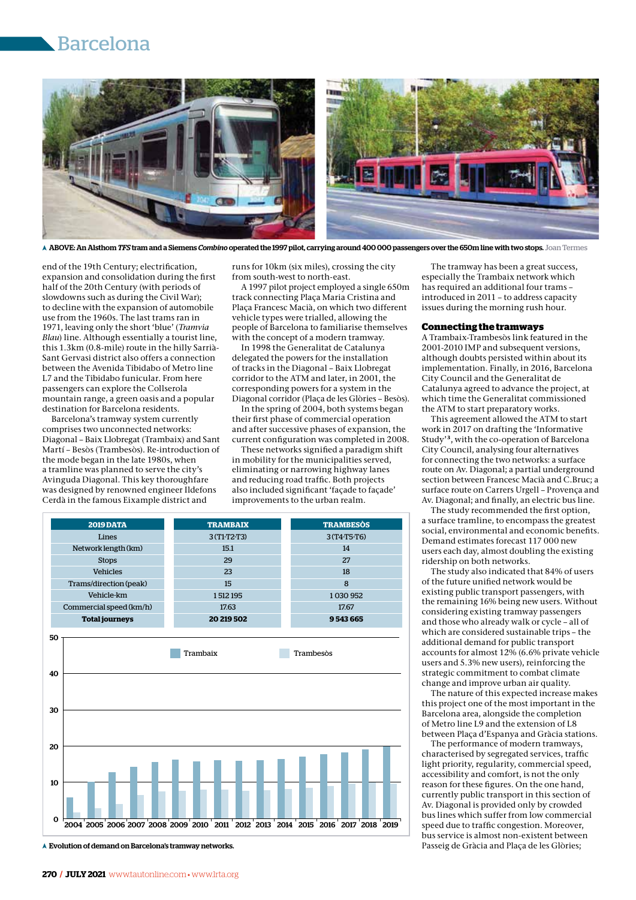# Barcelona

▲ ABOVE: An Alsthom *TFS* tram and a Siemens *Combino* operated the 1997 pilot, carrying around 400 000 passengers over the 650m line with two stops. Joan Termes

end of the 19th Century; electrification, expansion and consolidation during the first half of the 20th Century (with periods of slowdowns such as during the Civil War); to decline with the expansion of automobile use from the 1960s. The last trams ran in 1971, leaving only the short 'blue' (*Tramvia Blau*) line. Although essentially a tourist line, this 1.3km (0.8-mile) route in the hilly Sarrià-Sant Gervasi district also offers a connection between the Avenida Tibidabo of Metro line L7 and the Tibidabo funicular. From here passengers can explore the Collserola mountain range, a green oasis and a popular destination for Barcelona residents.

Barcelona's tramway system currently comprises two unconnected networks: Diagonal – Baix Llobregat (Trambaix) and Sant Martí – Besòs (Trambesòs). Re-introduction of the mode began in the late 1980s, when a tramline was planned to serve the city's Avinguda Diagonal. This key thoroughfare was designed by renowned engineer Ildefons Cerdà in the famous Eixample district and runs for 10km (six miles), crossing the city from south-west to north-east.

A 1997 pilot project employed a single 650m track connecting Plaça Maria Cristina and Plaça Francesc Macià, on which two different vehicle types were trialled, allowing the people of Barcelona to familiarise themselves with the concept of a modern tramway.

In 1998 the Generalitat de Catalunya delegated the powers for the installation of tracks in the Diagonal – Baix Llobregat corridor to the ATM and later, in 2001, the corresponding powers for a system in the Diagonal corridor (Plaça de les Glòries – Besòs).

In the spring of 2004, both systems began their first phase of commercial operation and after successive phases of expansion, the current configuration was completed in 2008.

These networks signified a paradigm shift in mobility for the municipalities served, eliminating or narrowing highway lanes and reducing road traffic. Both projects also included significant 'façade to façade' improvements to the urban realm.

The tramway has been a great success, especially the Trambaix network which has required an additional four trams – introduced in 2011 – to address capacity issues during the morning rush hour.

## Connecting the tramways

A Trambaix-Trambesòs link featured in the 2001-2010 IMP and subsequent versions, although doubts persisted within about its implementation. Finally, in 2016, Barcelona City Council and the Generalitat de Catalunya agreed to advance the project, at which time the Generalitat commissioned the ATM to start preparatory works.

This agreement allowed the ATM to start work in 2017 on drafting the 'Informative Study'[3], with the co-operation of Barcelona City Council, analysing four alternatives for connecting the two networks: a surface route on Av. Diagonal; a partial underground section between Francesc Macià and C.Bruc; a surface route on Carrers Urgell – Provença and Av. Diagonal; and finally, an electric bus line.

The study recommended the first option, a surface tramline, to encompass the greatest social, environmental and economic benefits. Demand estimates forecast 117 000 new users each day, almost doubling the existing ridership on both networks.

The study also indicated that 84% of users of the future unified network would be existing public transport passengers, with the remaining 16% being new users. Without considering existing tramway passengers and those who already walk or cycle – all of which are considered sustainable trips – the additional demand for public transport accounts for almost 12% (6.6% private vehicle users and 5.3% new users), reinforcing the strategic commitment to combat climate change and improve urban air quality.

The nature of this expected increase makes this project one of the most important in the Barcelona area, alongside the completion of Metro line L9 and the extension of L8 between Plaça d'Espanya and Gràcia stations.

The performance of modern tramways, characterised by segregated services, traffic light priority, regularity, commercial speed, accessibility and comfort, is not the only reason for these figures. On the one hand, currently public transport in this section of Av. Diagonal is provided only by crowded bus lines which suffer from low commercial speed due to traffic congestion. Moreover, bus service is almost non-existent between Passeig de Gràcia and Plaça de les Glòries;

| 2019 DATA | TRAMBAIX | TRAMBESÒS |
|---|---|---|
| Lines | 3 (T1-T2-T3) | 3 (T4-T5-T6) |
| Network length (km) | 15.1 | 14 |
| Stops | 29 | 27 |
| Vehicles | 23 | 18 |
| Trams/direction (peak) | 15 | 8 |
| Vehicle-km | 1 512 195 | 1 030 952 |
| Commercial speed (km/h) | 17.63 | 17.67 |
| **Total journeys** | **20 219 502** | **9 543 665** |

▲ Evolution of demand on Barcelona's tramway networks.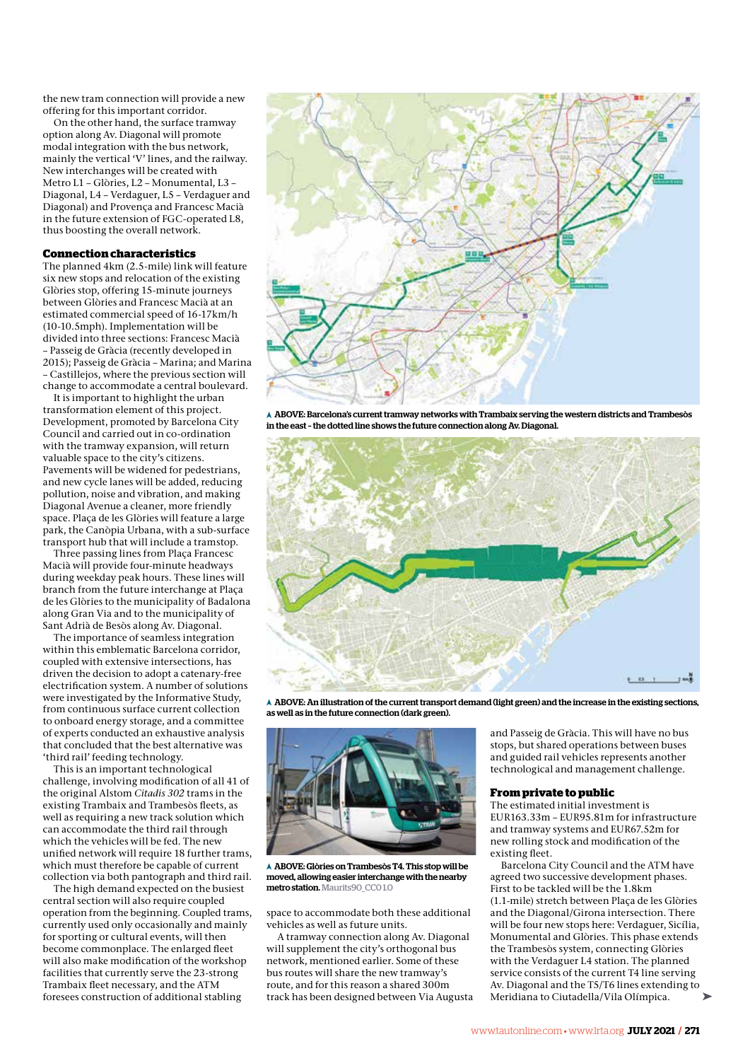the new tram connection will provide a new offering for this important corridor.

On the other hand, the surface tramway option along Av. Diagonal will promote modal integration with the bus network, mainly the vertical 'V' lines, and the railway. New interchanges will be created with Metro L1 – Glòries, L2 – Monumental, L3 – Diagonal, L4 – Verdaguer, L5 – Verdaguer and Diagonal) and Provença and Francesc Macià in the future extension of FGC-operated L8, thus boosting the overall network.

## Connection characteristics

The planned 4km (2.5-mile) link will feature six new stops and relocation of the existing Glòries stop, offering 15-minute journeys between Glòries and Francesc Macià at an estimated commercial speed of 16-17km/h (10-10.5mph). Implementation will be divided into three sections: Francesc Macià – Passeig de Gràcia (recently developed in 2015); Passeig de Gràcia – Marina; and Marina – Castillejos, where the previous section will change to accommodate a central boulevard.

It is important to highlight the urban transformation element of this project. Development, promoted by Barcelona City Council and carried out in co-ordination with the tramway expansion, will return valuable space to the city's citizens. Pavements will be widened for pedestrians, and new cycle lanes will be added, reducing pollution, noise and vibration, and making Diagonal Avenue a cleaner, more friendly space. Plaça de les Glòries will feature a large park, the Canòpia Urbana, with a sub-surface transport hub that will include a tramstop.

Three passing lines from Plaça Francesc Macià will provide four-minute headways during weekday peak hours. These lines will branch from the future interchange at Plaça de les Glòries to the municipality of Badalona along Gran Via and to the municipality of Sant Adrià de Besòs along Av. Diagonal.

The importance of seamless integration within this emblematic Barcelona corridor, coupled with extensive intersections, has driven the decision to adopt a catenary-free electrification system. A number of solutions were investigated by the Informative Study, from continuous surface current collection to onboard energy storage, and a committee of experts conducted an exhaustive analysis that concluded that the best alternative was 'third rail' feeding technology.

This is an important technological challenge, involving modification of all 41 of the original Alstom *Citadis 302* trams in the existing Trambaix and Trambesòs fleets, as well as requiring a new track solution which can accommodate the third rail through which the vehicles will be fed. The new unified network will require 18 further trams, which must therefore be capable of current collection via both pantograph and third rail.

The high demand expected on the busiest central section will also require coupled operation from the beginning. Coupled trams, currently used only occasionally and mainly for sporting or cultural events, will then become commonplace. The enlarged fleet will also make modification of the workshop facilities that currently serve the 23-strong Trambaix fleet necessary, and the ATM foresees construction of additional stabling space to accommodate both these additional vehicles as well as future units.

A tramway connection along Av. Diagonal will supplement the city's orthogonal bus network, mentioned earlier. Some of these bus routes will share the new tramway's route, and for this reason a shared 300m track has been designed between Via Augusta and Passeig de Gràcia. This will have no bus stops, but shared operations between buses and guided rail vehicles represents another technological and management challenge.

ABOVE: Barcelona's current tramway networks with Trambaix serving the western districts and Trambesòs in the east - the dotted line shows the future connection along Av. Diagonal.

ABOVE: An illustration of the current transport demand (light green) and the increase in the existing sections, as well as in the future connection (dark green).

ABOVE: Glòries on Trambesòs T4. This stop will be moved, allowing easier interchange with the nearby metro station. Maurits90_CC01.0

## From private to public

The estimated initial investment is EUR163.33m – EUR95.81m for infrastructure and tramway systems and EUR67.52m for new rolling stock and modification of the existing fleet.

Barcelona City Council and the ATM have agreed two successive development phases. First to be tackled will be the 1.8km (1.1-mile) stretch between Plaça de les Glòries and the Diagonal/Girona intersection. There will be four new stops here: Verdaguer, Sicília, Monumental and Glòries. This phase extends the Trambesòs system, connecting Glòries with the Verdaguer L4 station. The planned service consists of the current T4 line serving Av. Diagonal and the T5/T6 lines extending to Meridiana to Ciutadella/Vila Olímpica.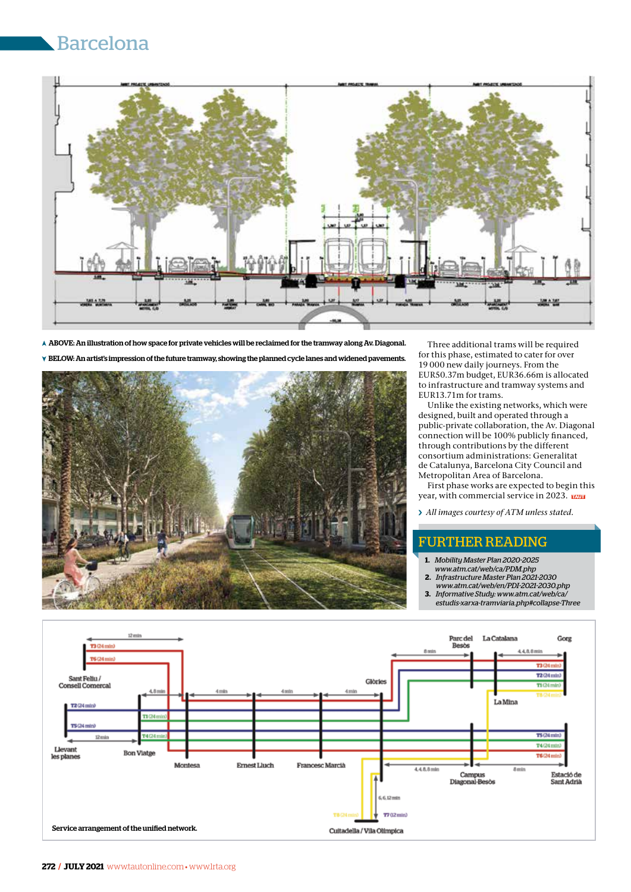▲ ABOVE: An illustration of how space for private vehicles will be reclaimed for the tramway along Av. Diagonal.

▼ BELOW: An artist's impression of the future tramway, showing the planned cycle lanes and widened pavements.

Three additional trams will be required for this phase, estimated to cater for over 19 000 new daily journeys. From the EUR50.37m budget, EUR36.66m is allocated to infrastructure and tramway systems and EUR13.71m for trams.

Unlike the existing networks, which were designed, built and operated through a public-private collaboration, the Av. Diagonal connection will be 100% publicly financed, through contributions by the different consortium administrations: Generalitat de Catalunya, Barcelona City Council and Metropolitan Area of Barcelona.

First phase works are expected to begin this year, with commercial service in 2023.

› *All images courtesy of ATM unless stated.*

## FURTHER READING

1. *Mobility Master Plan 2020-2025 www.atm.cat/web/ca/PDM.php*
2. *Infrastructure Master Plan 2021-2030 www.atm.cat/web/en/PDI-2021-2030.php*
3. *Informative Study: www.atm.cat/web/ca/estudis-xarxa-tramviaria.php#collapse-Three*

Service arrangement of the unified network.